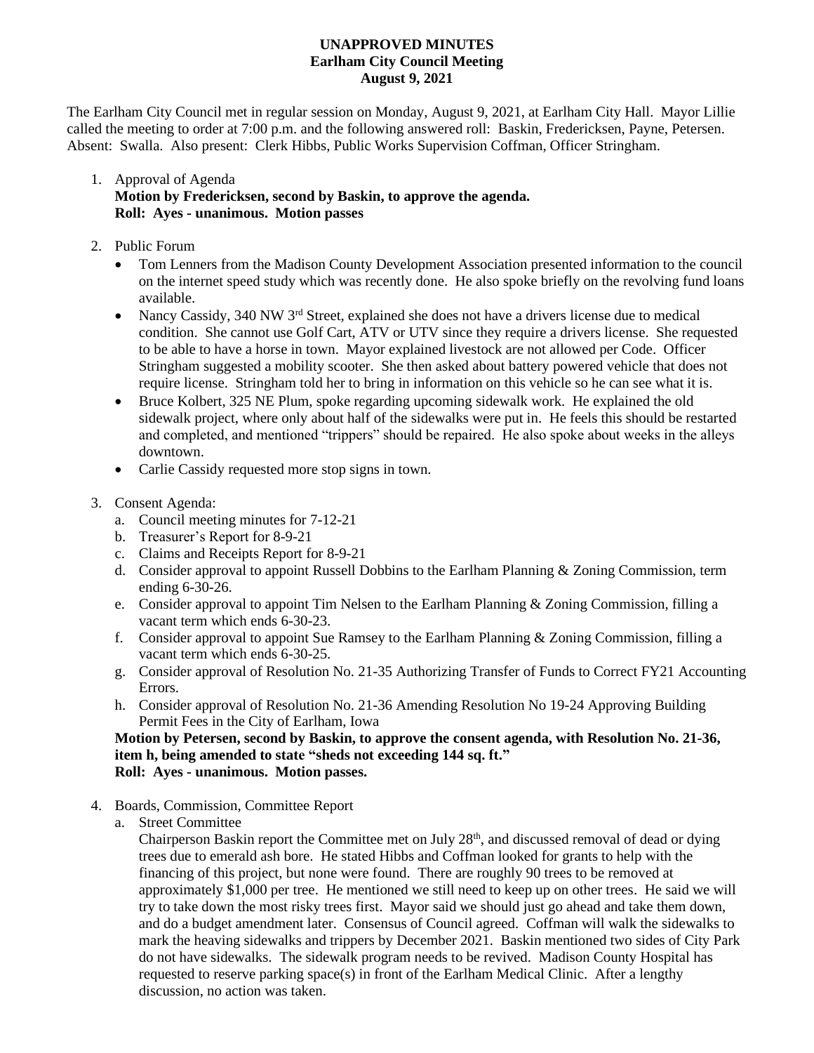**UNAPPROVED MINUTES**
**Earlham City Council Meeting**
**August 9, 2021**

The Earlham City Council met in regular session on Monday, August 9, 2021, at Earlham City Hall. Mayor Lillie called the meeting to order at 7:00 p.m. and the following answered roll: Baskin, Fredericksen, Payne, Petersen. Absent: Swalla. Also present: Clerk Hibbs, Public Works Supervision Coffman, Officer Stringham.

1. Approval of Agenda
   **Motion by Fredericksen, second by Baskin, to approve the agenda.**
   **Roll: Ayes - unanimous. Motion passes**

2. Public Forum
   - Tom Lenners from the Madison County Development Association presented information to the council on the internet speed study which was recently done. He also spoke briefly on the revolving fund loans available.
   - Nancy Cassidy, 340 NW 3rd Street, explained she does not have a drivers license due to medical condition. She cannot use Golf Cart, ATV or UTV since they require a drivers license. She requested to be able to have a horse in town. Mayor explained livestock are not allowed per Code. Officer Stringham suggested a mobility scooter. She then asked about battery powered vehicle that does not require license. Stringham told her to bring in information on this vehicle so he can see what it is.
   - Bruce Kolbert, 325 NE Plum, spoke regarding upcoming sidewalk work. He explained the old sidewalk project, where only about half of the sidewalks were put in. He feels this should be restarted and completed, and mentioned "trippers" should be repaired. He also spoke about weeks in the alleys downtown.
   - Carlie Cassidy requested more stop signs in town.

3. Consent Agenda:
   a. Council meeting minutes for 7-12-21
   b. Treasurer's Report for 8-9-21
   c. Claims and Receipts Report for 8-9-21
   d. Consider approval to appoint Russell Dobbins to the Earlham Planning & Zoning Commission, term ending 6-30-26.
   e. Consider approval to appoint Tim Nelsen to the Earlham Planning & Zoning Commission, filling a vacant term which ends 6-30-23.
   f. Consider approval to appoint Sue Ramsey to the Earlham Planning & Zoning Commission, filling a vacant term which ends 6-30-25.
   g. Consider approval of Resolution No. 21-35 Authorizing Transfer of Funds to Correct FY21 Accounting Errors.
   h. Consider approval of Resolution No. 21-36 Amending Resolution No 19-24 Approving Building Permit Fees in the City of Earlham, Iowa

   **Motion by Petersen, second by Baskin, to approve the consent agenda, with Resolution No. 21-36, item h, being amended to state "sheds not exceeding 144 sq. ft."**
   **Roll: Ayes - unanimous. Motion passes.**

4. Boards, Commission, Committee Report
   a. Street Committee
      Chairperson Baskin report the Committee met on July 28th, and discussed removal of dead or dying trees due to emerald ash bore. He stated Hibbs and Coffman looked for grants to help with the financing of this project, but none were found. There are roughly 90 trees to be removed at approximately $1,000 per tree. He mentioned we still need to keep up on other trees. He said we will try to take down the most risky trees first. Mayor said we should just go ahead and take them down, and do a budget amendment later. Consensus of Council agreed. Coffman will walk the sidewalks to mark the heaving sidewalks and trippers by December 2021. Baskin mentioned two sides of City Park do not have sidewalks. The sidewalk program needs to be revived. Madison County Hospital has requested to reserve parking space(s) in front of the Earlham Medical Clinic. After a lengthy discussion, no action was taken.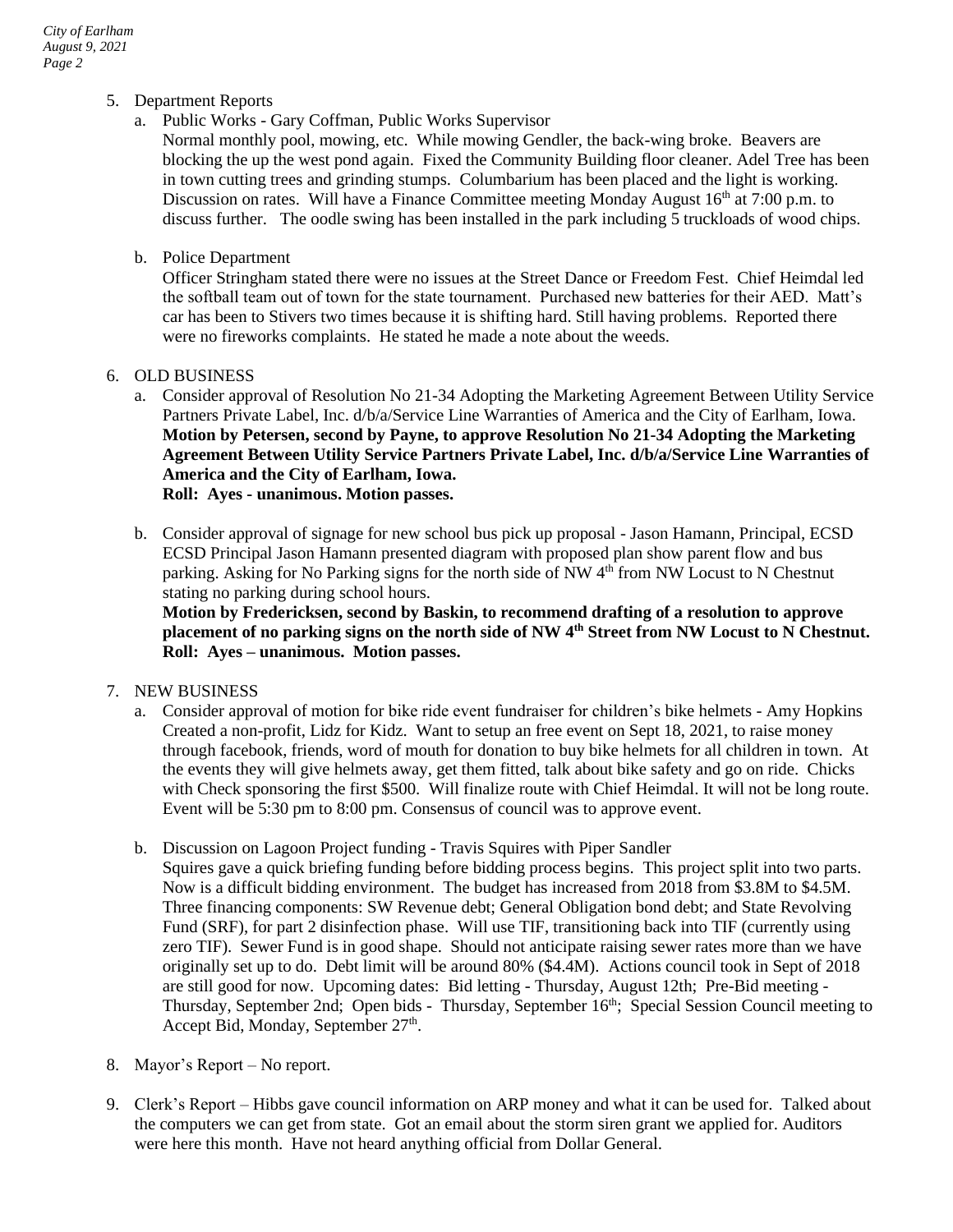5. Department Reports
   a. Public Works - Gary Coffman, Public Works Supervisor
      Normal monthly pool, mowing, etc. While mowing Gendler, the back-wing broke. Beavers are blocking the up the west pond again. Fixed the Community Building floor cleaner. Adel Tree has been in town cutting trees and grinding stumps. Columbarium has been placed and the light is working. Discussion on rates. Will have a Finance Committee meeting Monday August 16th at 7:00 p.m. to discuss further. The oodle swing has been installed in the park including 5 truckloads of wood chips.

   b. Police Department
      Officer Stringham stated there were no issues at the Street Dance or Freedom Fest. Chief Heimdal led the softball team out of town for the state tournament. Purchased new batteries for their AED. Matt's car has been to Stivers two times because it is shifting hard. Still having problems. Reported there were no fireworks complaints. He stated he made a note about the weeds.

6. OLD BUSINESS
   a. Consider approval of Resolution No 21-34 Adopting the Marketing Agreement Between Utility Service Partners Private Label, Inc. d/b/a/Service Line Warranties of America and the City of Earlham, Iowa.
      **Motion by Petersen, second by Payne, to approve Resolution No 21-34 Adopting the Marketing Agreement Between Utility Service Partners Private Label, Inc. d/b/a/Service Line Warranties of America and the City of Earlham, Iowa.**
      **Roll: Ayes - unanimous. Motion passes.**

   b. Consider approval of signage for new school bus pick up proposal - Jason Hamann, Principal, ECSD
      ECSD Principal Jason Hamann presented diagram with proposed plan show parent flow and bus parking. Asking for No Parking signs for the north side of NW 4th from NW Locust to N Chestnut stating no parking during school hours.
      **Motion by Fredericksen, second by Baskin, to recommend drafting of a resolution to approve placement of no parking signs on the north side of NW 4th Street from NW Locust to N Chestnut.**
      **Roll: Ayes – unanimous. Motion passes.**

7. NEW BUSINESS
   a. Consider approval of motion for bike ride event fundraiser for children's bike helmets - Amy Hopkins
      Created a non-profit, Lidz for Kidz. Want to setup an free event on Sept 18, 2021, to raise money through facebook, friends, word of mouth for donation to buy bike helmets for all children in town. At the events they will give helmets away, get them fitted, talk about bike safety and go on ride. Chicks with Check sponsoring the first $500. Will finalize route with Chief Heimdal. It will not be long route. Event will be 5:30 pm to 8:00 pm. Consensus of council was to approve event.

   b. Discussion on Lagoon Project funding - Travis Squires with Piper Sandler
      Squires gave a quick briefing funding before bidding process begins. This project split into two parts. Now is a difficult bidding environment. The budget has increased from 2018 from $3.8M to $4.5M. Three financing components: SW Revenue debt; General Obligation bond debt; and State Revolving Fund (SRF), for part 2 disinfection phase. Will use TIF, transitioning back into TIF (currently using zero TIF). Sewer Fund is in good shape. Should not anticipate raising sewer rates more than we have originally set up to do. Debt limit will be around 80% ($4.4M). Actions council took in Sept of 2018 are still good for now. Upcoming dates: Bid letting - Thursday, August 12th; Pre-Bid meeting - Thursday, September 2nd; Open bids - Thursday, September 16th; Special Session Council meeting to Accept Bid, Monday, September 27th.

8. Mayor's Report – No report.

9. Clerk's Report – Hibbs gave council information on ARP money and what it can be used for. Talked about the computers we can get from state. Got an email about the storm siren grant we applied for. Auditors were here this month. Have not heard anything official from Dollar General.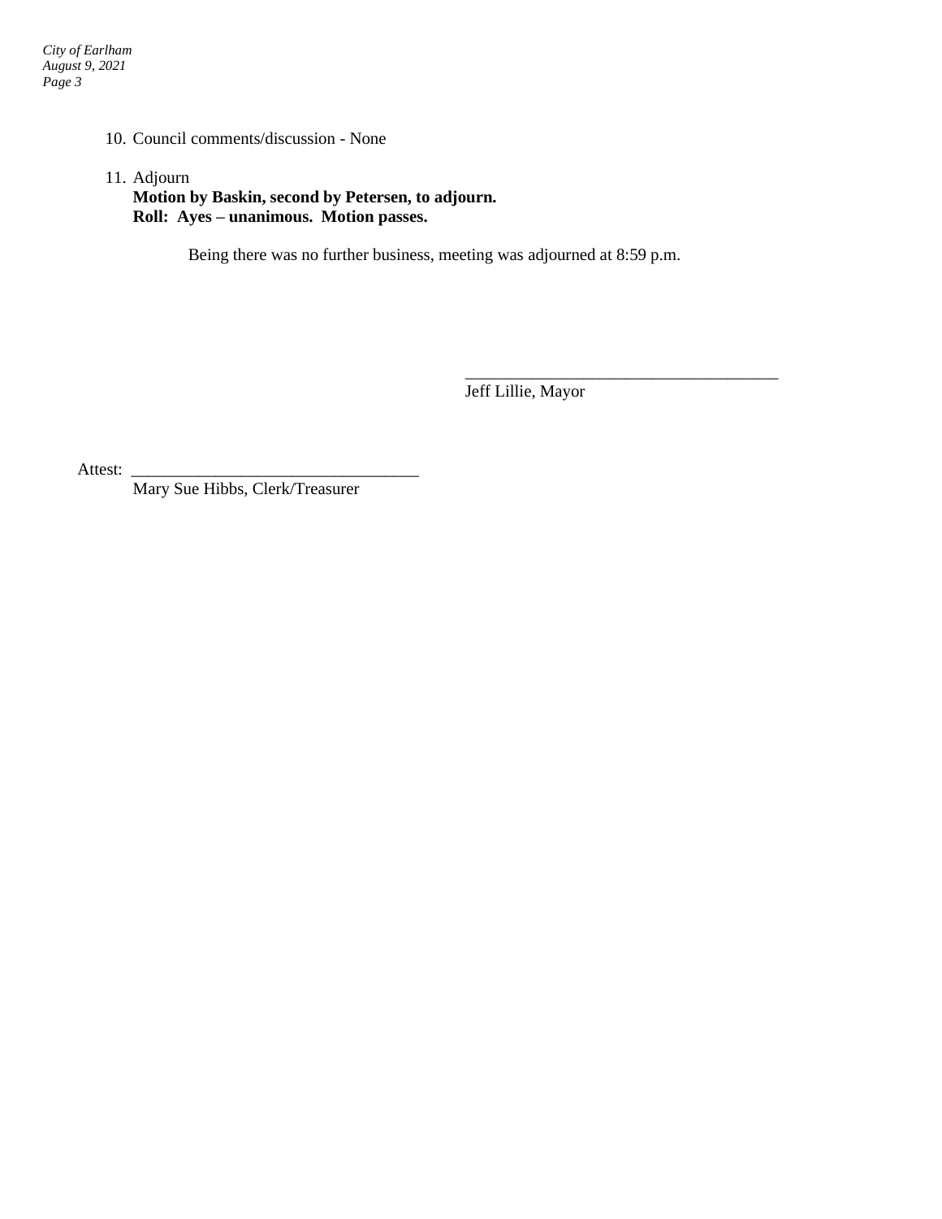10. Council comments/discussion - None

11. Adjourn
    **Motion by Baskin, second by Petersen, to adjourn.**
    **Roll: Ayes – unanimous. Motion passes.**

Being there was no further business, meeting was adjourned at 8:59 p.m.

_____________________________________
Jeff Lillie, Mayor

Attest: _________________________________
Mary Sue Hibbs, Clerk/Treasurer